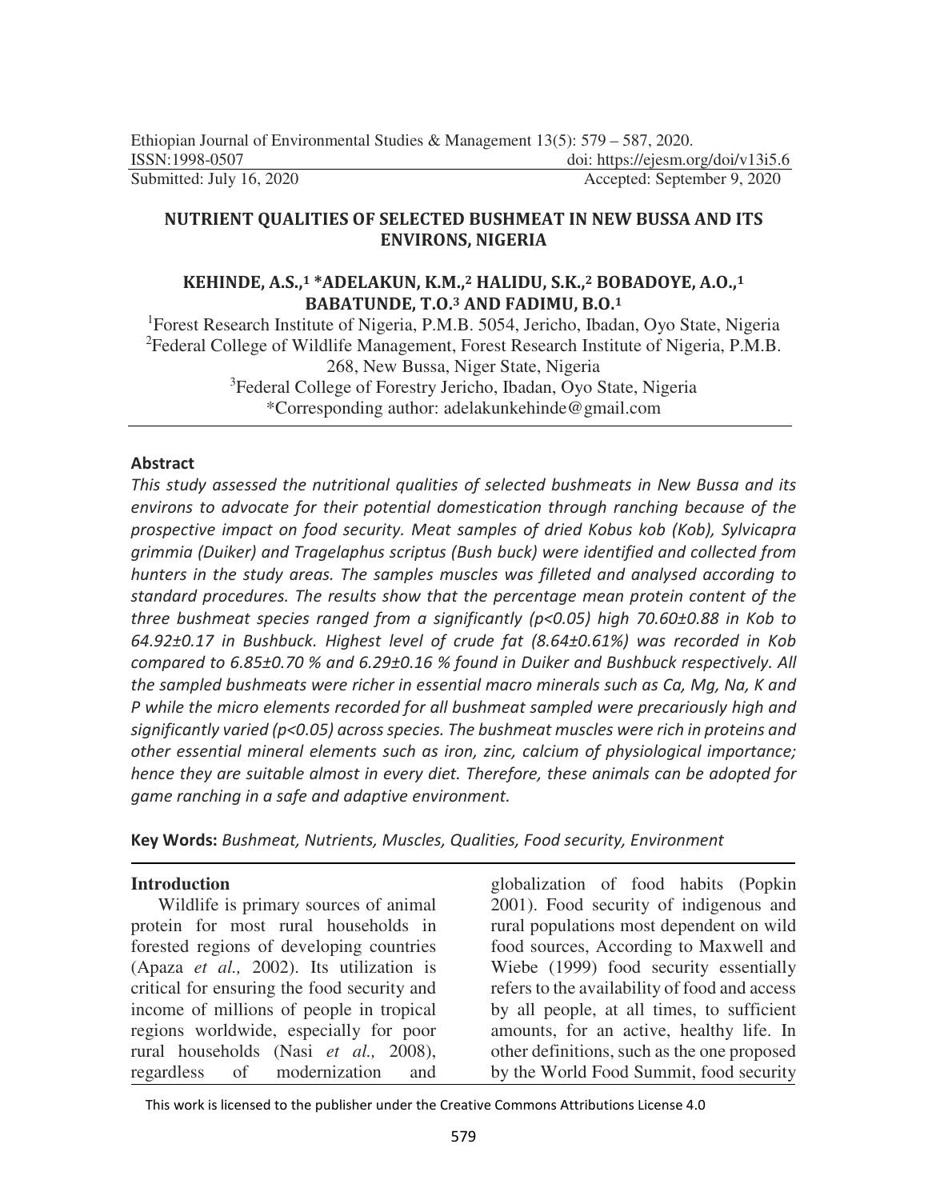Ethiopian Journal of Environmental Studies & Management 13(5): 579 – 587, 2020.
ISSN:1998-0507 doi: https://ejesm.org/doi/v13i5.6
Submitted: July 16, 2020 Accepted: September 9, 2020

# NUTRIENT QUALITIES OF SELECTED BUSHMEAT IN NEW BUSSA AND ITS ENVIRONS, NIGERIA

**KEHINDE, A.S.,[1] \*ADELAKUN, K.M.,[2] HALIDU, S.K.,[2] BOBADOYE, A.O.,[1] BABATUNDE, T.O.[3] AND FADIMU, B.O.[1]**

[1]Forest Research Institute of Nigeria, P.M.B. 5054, Jericho, Ibadan, Oyo State, Nigeria
[2]Federal College of Wildlife Management, Forest Research Institute of Nigeria, P.M.B. 268, New Bussa, Niger State, Nigeria
[3]Federal College of Forestry Jericho, Ibadan, Oyo State, Nigeria
\*Corresponding author: adelakunkehinde@gmail.com

## Abstract

*This study assessed the nutritional qualities of selected bushmeats in New Bussa and its environs to advocate for their potential domestication through ranching because of the prospective impact on food security. Meat samples of dried Kobus kob (Kob), Sylvicapra grimmia (Duiker) and Tragelaphus scriptus (Bush buck) were identified and collected from hunters in the study areas. The samples muscles was filleted and analysed according to standard procedures. The results show that the percentage mean protein content of the three bushmeat species ranged from a significantly ($p<0.05$) high 70.60±0.88 in Kob to 64.92±0.17 in Bushbuck. Highest level of crude fat (8.64±0.61%) was recorded in Kob compared to 6.85±0.70 % and 6.29±0.16 % found in Duiker and Bushbuck respectively. All the sampled bushmeats were richer in essential macro minerals such as Ca, Mg, Na, K and P while the micro elements recorded for all bushmeat sampled were precariously high and significantly varied ($p<0.05$) across species. The bushmeat muscles were rich in proteins and other essential mineral elements such as iron, zinc, calcium of physiological importance; hence they are suitable almost in every diet. Therefore, these animals can be adopted for game ranching in a safe and adaptive environment.*

**Key Words:** *Bushmeat, Nutrients, Muscles, Qualities, Food security, Environment*

## Introduction

Wildlife is primary sources of animal protein for most rural households in forested regions of developing countries (Apaza *et al.,* 2002). Its utilization is critical for ensuring the food security and income of millions of people in tropical regions worldwide, especially for poor rural households (Nasi *et al.,* 2008), regardless of modernization and globalization of food habits (Popkin 2001). Food security of indigenous and rural populations most dependent on wild food sources, According to Maxwell and Wiebe (1999) food security essentially refers to the availability of food and access by all people, at all times, to sufficient amounts, for an active, healthy life. In other definitions, such as the one proposed by the World Food Summit, food security

This work is licensed to the publisher under the Creative Commons Attributions License 4.0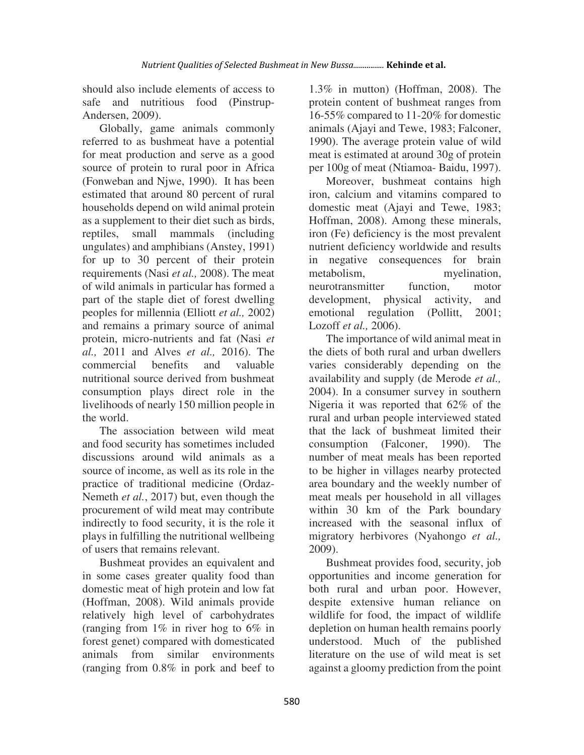should also include elements of access to safe and nutritious food (Pinstrup-Andersen, 2009).

Globally, game animals commonly referred to as bushmeat have a potential for meat production and serve as a good source of protein to rural poor in Africa (Fonweban and Njwe, 1990). It has been estimated that around 80 percent of rural households depend on wild animal protein as a supplement to their diet such as birds, reptiles, small mammals (including ungulates) and amphibians (Anstey, 1991) for up to 30 percent of their protein requirements (Nasi *et al.,* 2008). The meat of wild animals in particular has formed a part of the staple diet of forest dwelling peoples for millennia (Elliott *et al.,* 2002) and remains a primary source of animal protein, micro-nutrients and fat (Nasi *et al.,* 2011 and Alves *et al.,* 2016). The commercial benefits and valuable nutritional source derived from bushmeat consumption plays direct role in the livelihoods of nearly 150 million people in the world.

The association between wild meat and food security has sometimes included discussions around wild animals as a source of income, as well as its role in the practice of traditional medicine (Ordaz-Nemeth *et al.*, 2017) but, even though the procurement of wild meat may contribute indirectly to food security, it is the role it plays in fulfilling the nutritional wellbeing of users that remains relevant.

Bushmeat provides an equivalent and in some cases greater quality food than domestic meat of high protein and low fat (Hoffman, 2008). Wild animals provide relatively high level of carbohydrates (ranging from 1% in river hog to 6% in forest genet) compared with domesticated animals from similar environments (ranging from 0.8% in pork and beef to 1.3% in mutton) (Hoffman, 2008). The protein content of bushmeat ranges from 16-55% compared to 11-20% for domestic animals (Ajayi and Tewe, 1983; Falconer, 1990). The average protein value of wild meat is estimated at around 30g of protein per 100g of meat (Ntiamoa- Baidu, 1997).

Moreover, bushmeat contains high iron, calcium and vitamins compared to domestic meat (Ajayi and Tewe, 1983; Hoffman, 2008). Among these minerals, iron (Fe) deficiency is the most prevalent nutrient deficiency worldwide and results in negative consequences for brain metabolism, myelination, neurotransmitter function, motor development, physical activity, and emotional regulation (Pollitt, 2001; Lozoff *et al.,* 2006).

The importance of wild animal meat in the diets of both rural and urban dwellers varies considerably depending on the availability and supply (de Merode *et al.,* 2004). In a consumer survey in southern Nigeria it was reported that 62% of the rural and urban people interviewed stated that the lack of bushmeat limited their consumption (Falconer, 1990). The number of meat meals has been reported to be higher in villages nearby protected area boundary and the weekly number of meat meals per household in all villages within 30 km of the Park boundary increased with the seasonal influx of migratory herbivores (Nyahongo *et al.,* 2009).

Bushmeat provides food, security, job opportunities and income generation for both rural and urban poor. However, despite extensive human reliance on wildlife for food, the impact of wildlife depletion on human health remains poorly understood. Much of the published literature on the use of wild meat is set against a gloomy prediction from the point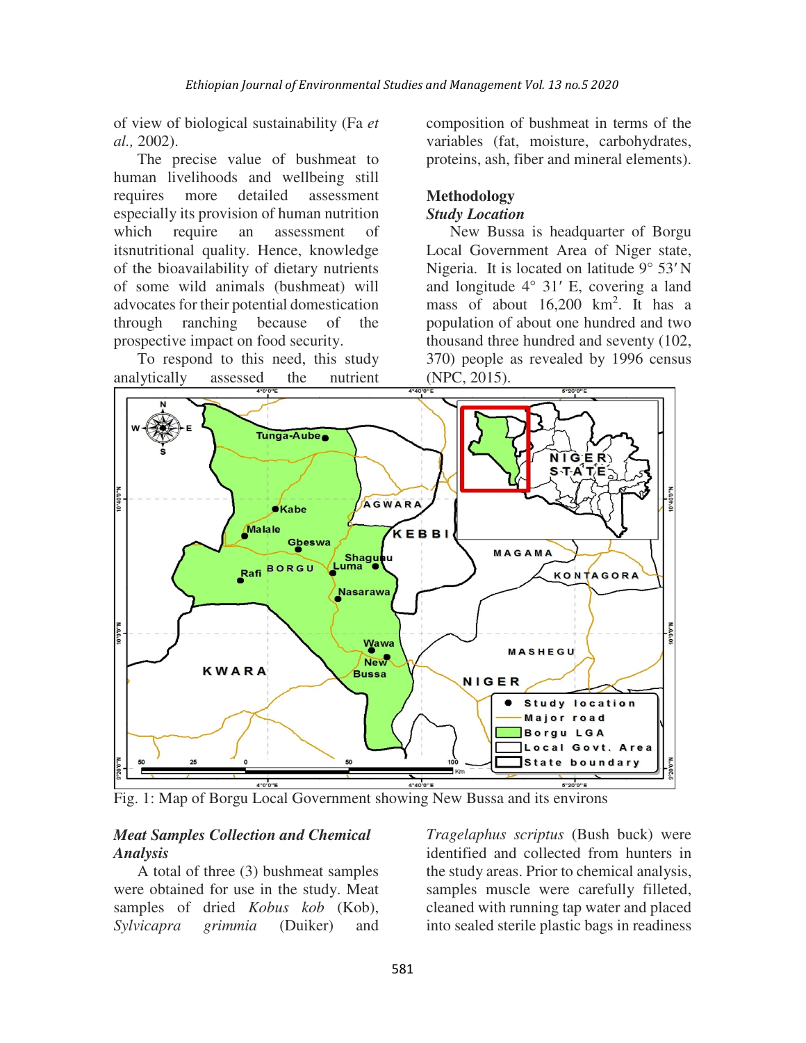of view of biological sustainability (Fa *et al.,* 2002).

The precise value of bushmeat to human livelihoods and wellbeing still requires more detailed assessment especially its provision of human nutrition which require an assessment of itsnutritional quality. Hence, knowledge of the bioavailability of dietary nutrients of some wild animals (bushmeat) will advocates for their potential domestication through ranching because of the prospective impact on food security.

To respond to this need, this study analytically assessed the nutrient composition of bushmeat in terms of the variables (fat, moisture, carbohydrates, proteins, ash, fiber and mineral elements).

## Methodology

### *Study Location*

New Bussa is headquarter of Borgu Local Government Area of Niger state, Nigeria. It is located on latitude 9° 53′ N and longitude 4° 31′ E, covering a land mass of about 16,200 km$^2$. It has a population of about one hundred and two thousand three hundred and seventy (102, 370) people as revealed by 1996 census (NPC, 2015).

Fig. 1: Map of Borgu Local Government showing New Bussa and its environs

### *Meat Samples Collection and Chemical Analysis*

A total of three (3) bushmeat samples were obtained for use in the study. Meat samples of dried *Kobus kob* (Kob), *Sylvicapra grimmia* (Duiker) and *Tragelaphus scriptus* (Bush buck) were identified and collected from hunters in the study areas. Prior to chemical analysis, samples muscle were carefully filleted, cleaned with running tap water and placed into sealed sterile plastic bags in readiness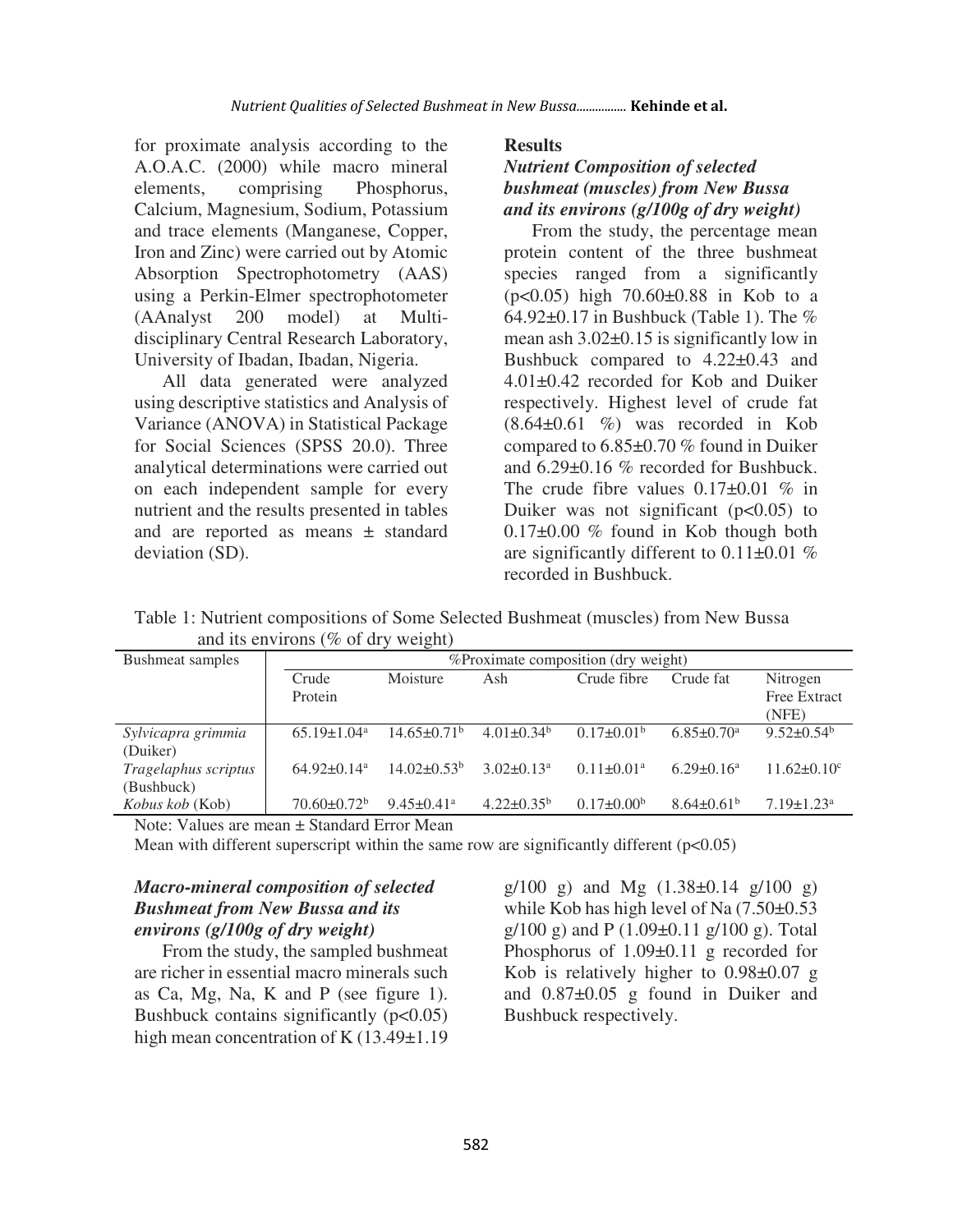for proximate analysis according to the A.O.A.C. (2000) while macro mineral elements, comprising Phosphorus, Calcium, Magnesium, Sodium, Potassium and trace elements (Manganese, Copper, Iron and Zinc) were carried out by Atomic Absorption Spectrophotometry (AAS) using a Perkin-Elmer spectrophotometer (AAnalyst 200 model) at Multi-disciplinary Central Research Laboratory, University of Ibadan, Ibadan, Nigeria.

All data generated were analyzed using descriptive statistics and Analysis of Variance (ANOVA) in Statistical Package for Social Sciences (SPSS 20.0). Three analytical determinations were carried out on each independent sample for every nutrient and the results presented in tables and are reported as means ± standard deviation (SD).

## Results

### *Nutrient Composition of selected bushmeat (muscles) from New Bussa and its environs (g/100g of dry weight)*

From the study, the percentage mean protein content of the three bushmeat species ranged from a significantly ($p<0.05$) high 70.60±0.88 in Kob to a 64.92±0.17 in Bushbuck (Table 1). The % mean ash 3.02±0.15 is significantly low in Bushbuck compared to 4.22±0.43 and 4.01±0.42 recorded for Kob and Duiker respectively. Highest level of crude fat (8.64±0.61 %) was recorded in Kob compared to 6.85±0.70 % found in Duiker and 6.29±0.16 % recorded for Bushbuck. The crude fibre values 0.17±0.01 % in Duiker was not significant ($p<0.05$) to 0.17±0.00 % found in Kob though both are significantly different to 0.11±0.01 % recorded in Bushbuck.

Table 1: Nutrient compositions of Some Selected Bushmeat (muscles) from New Bussa and its environs (% of dry weight)

| Bushmeat samples | %Proximate composition (dry weight) | | | | | |
|---|---|---|---|---|---|---|
| | Crude Protein | Moisture | Ash | Crude fibre | Crude fat | Nitrogen Free Extract (NFE) |
| *Sylvicapra grimmia* (Duiker) | 65.19±1.04[a] | 14.65±0.71[b] | 4.01±0.34[b] | 0.17±0.01[b] | 6.85±0.70[a] | 9.52±0.54[b] |
| *Tragelaphus scriptus* (Bushbuck) | 64.92±0.14[a] | 14.02±0.53[b] | 3.02±0.13[a] | 0.11±0.01[a] | 6.29±0.16[a] | 11.62±0.10[c] |
| *Kobus kob* (Kob) | 70.60±0.72[b] | 9.45±0.41[a] | 4.22±0.35[b] | 0.17±0.00[b] | 8.64±0.61[b] | 7.19±1.23[a] |

Note: Values are mean ± Standard Error Mean

Mean with different superscript within the same row are significantly different ($p<0.05$)

### *Macro-mineral composition of selected Bushmeat from New Bussa and its environs (g/100g of dry weight)*

From the study, the sampled bushmeat are richer in essential macro minerals such as Ca, Mg, Na, K and P (see figure 1). Bushbuck contains significantly ($p<0.05$) high mean concentration of K (13.49±1.19 g/100 g) and Mg (1.38±0.14 g/100 g) while Kob has high level of Na (7.50±0.53 g/100 g) and P (1.09±0.11 g/100 g). Total Phosphorus of 1.09±0.11 g recorded for Kob is relatively higher to 0.98±0.07 g and 0.87±0.05 g found in Duiker and Bushbuck respectively.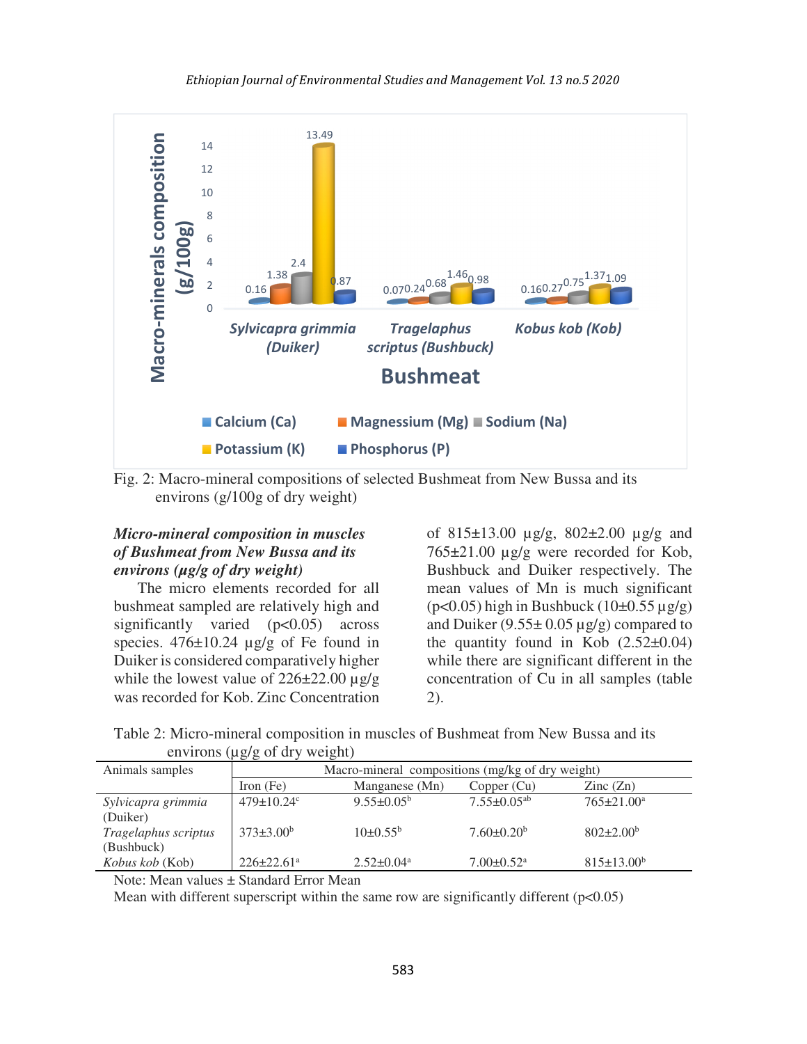Fig. 2: Macro-mineral compositions of selected Bushmeat from New Bussa and its environs (g/100g of dry weight)

### *Micro-mineral composition in muscles of Bushmeat from New Bussa and its environs (µg/g of dry weight)*

The micro elements recorded for all bushmeat sampled are relatively high and significantly varied ($p<0.05$) across species. 476±10.24 µg/g of Fe found in Duiker is considered comparatively higher while the lowest value of 226±22.00 µg/g was recorded for Kob. Zinc Concentration of 815±13.00 µg/g, 802±2.00 µg/g and 765±21.00 µg/g were recorded for Kob, Bushbuck and Duiker respectively. The mean values of Mn is much significant ($p<0.05$) high in Bushbuck (10±0.55 µg/g) and Duiker (9.55± 0.05 µg/g) compared to the quantity found in Kob (2.52±0.04) while there are significant different in the concentration of Cu in all samples (table 2).

Table 2: Micro-mineral composition in muscles of Bushmeat from New Bussa and its environs (µg/g of dry weight)

| Animals samples | Macro-mineral compositions (mg/kg of dry weight) | | | |
|---|---|---|---|---|
| | Iron (Fe) | Manganese (Mn) | Copper (Cu) | Zinc (Zn) |
| *Sylvicapra grimmia* (Duiker) | 479±10.24[c] | 9.55±0.05[b] | 7.55±0.05[ab] | 765±21.00[a] |
| *Tragelaphus scriptus* (Bushbuck) | 373±3.00[b] | 10±0.55[b] | 7.60±0.20[b] | 802±2.00[b] |
| *Kobus kob* (Kob) | 226±22.61[a] | 2.52±0.04[a] | 7.00±0.52[a] | 815±13.00[b] |

Note: Mean values ± Standard Error Mean

Mean with different superscript within the same row are significantly different ($p<0.05$)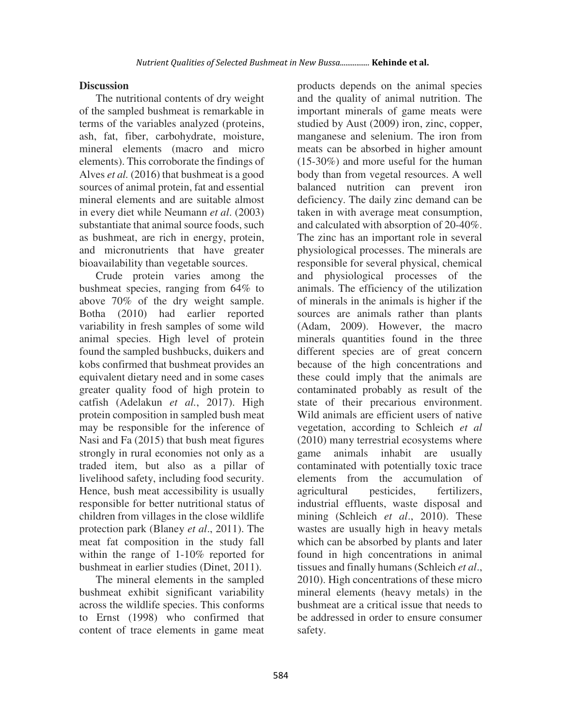## Discussion

The nutritional contents of dry weight of the sampled bushmeat is remarkable in terms of the variables analyzed (proteins, ash, fat, fiber, carbohydrate, moisture, mineral elements (macro and micro elements). This corroborate the findings of Alves *et al.* (2016) that bushmeat is a good sources of animal protein, fat and essential mineral elements and are suitable almost in every diet while Neumann *et al*. (2003) substantiate that animal source foods, such as bushmeat, are rich in energy, protein, and micronutrients that have greater bioavailability than vegetable sources.

Crude protein varies among the bushmeat species, ranging from 64% to above 70% of the dry weight sample. Botha (2010) had earlier reported variability in fresh samples of some wild animal species. High level of protein found the sampled bushbucks, duikers and kobs confirmed that bushmeat provides an equivalent dietary need and in some cases greater quality food of high protein to catfish (Adelakun *et al.*, 2017). High protein composition in sampled bush meat may be responsible for the inference of Nasi and Fa (2015) that bush meat figures strongly in rural economies not only as a traded item, but also as a pillar of livelihood safety, including food security. Hence, bush meat accessibility is usually responsible for better nutritional status of children from villages in the close wildlife protection park (Blaney *et al*., 2011). The meat fat composition in the study fall within the range of 1-10% reported for bushmeat in earlier studies (Dinet, 2011).

The mineral elements in the sampled bushmeat exhibit significant variability across the wildlife species. This conforms to Ernst (1998) who confirmed that content of trace elements in game meat products depends on the animal species and the quality of animal nutrition. The important minerals of game meats were studied by Aust (2009) iron, zinc, copper, manganese and selenium. The iron from meats can be absorbed in higher amount (15-30%) and more useful for the human body than from vegetal resources. A well balanced nutrition can prevent iron deficiency. The daily zinc demand can be taken in with average meat consumption, and calculated with absorption of 20-40%. The zinc has an important role in several physiological processes. The minerals are responsible for several physical, chemical and physiological processes of the animals. The efficiency of the utilization of minerals in the animals is higher if the sources are animals rather than plants (Adam, 2009). However, the macro minerals quantities found in the three different species are of great concern because of the high concentrations and these could imply that the animals are contaminated probably as result of the state of their precarious environment. Wild animals are efficient users of native vegetation, according to Schleich *et al* (2010) many terrestrial ecosystems where game animals inhabit are usually contaminated with potentially toxic trace elements from the accumulation of agricultural pesticides, fertilizers, industrial effluents, waste disposal and mining (Schleich *et al*., 2010). These wastes are usually high in heavy metals which can be absorbed by plants and later found in high concentrations in animal tissues and finally humans (Schleich *et al*., 2010). High concentrations of these micro mineral elements (heavy metals) in the bushmeat are a critical issue that needs to be addressed in order to ensure consumer safety.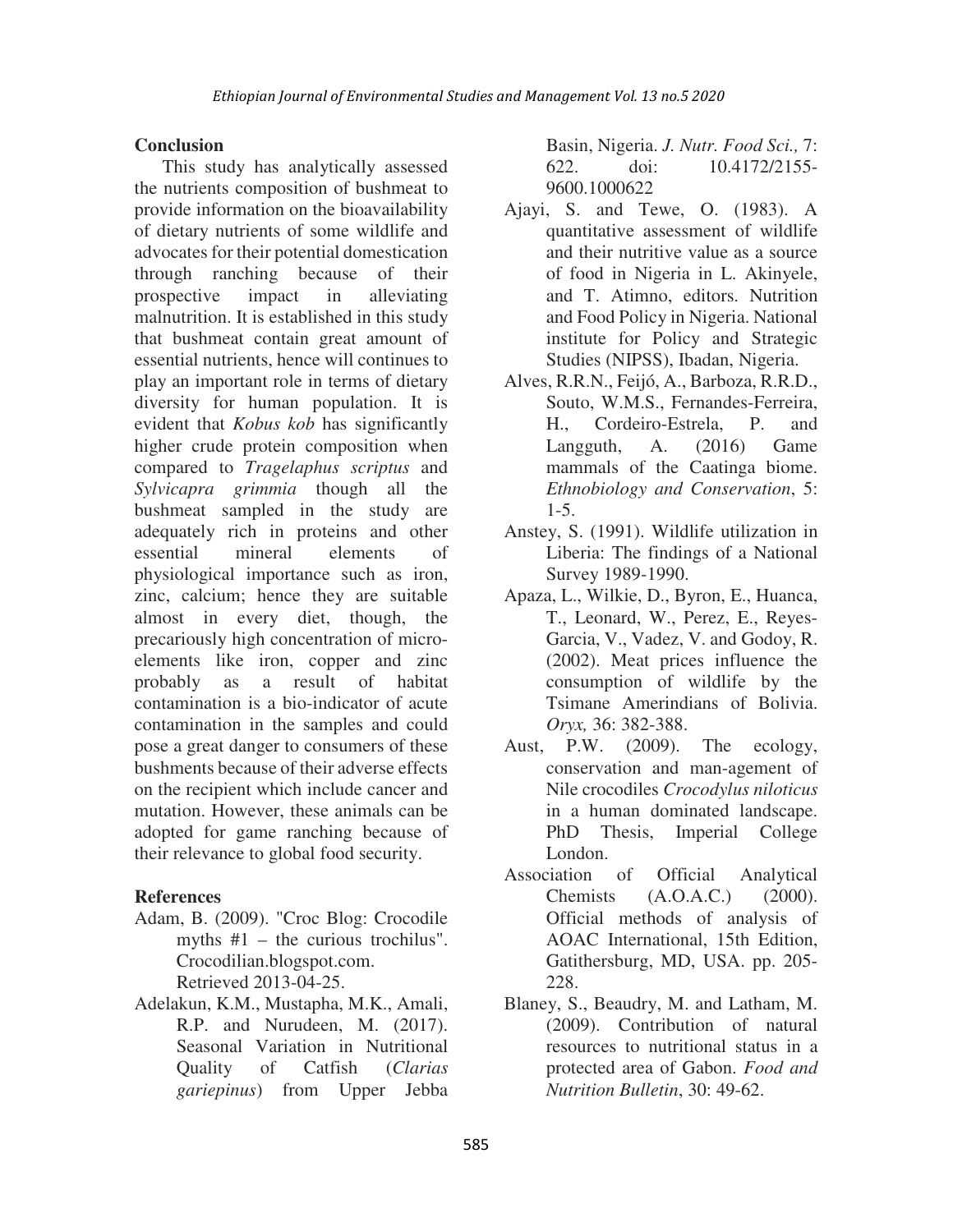## Conclusion

This study has analytically assessed the nutrients composition of bushmeat to provide information on the bioavailability of dietary nutrients of some wildlife and advocates for their potential domestication through ranching because of their prospective impact in alleviating malnutrition. It is established in this study that bushmeat contain great amount of essential nutrients, hence will continues to play an important role in terms of dietary diversity for human population. It is evident that *Kobus kob* has significantly higher crude protein composition when compared to *Tragelaphus scriptus* and *Sylvicapra grimmia* though all the bushmeat sampled in the study are adequately rich in proteins and other essential mineral elements of physiological importance such as iron, zinc, calcium; hence they are suitable almost in every diet, though, the precariously high concentration of micro-elements like iron, copper and zinc probably as a result of habitat contamination is a bio-indicator of acute contamination in the samples and could pose a great danger to consumers of these bushments because of their adverse effects on the recipient which include cancer and mutation. However, these animals can be adopted for game ranching because of their relevance to global food security.

## References

Adam, B. (2009). "Croc Blog: Crocodile myths #1 – the curious trochilus". Crocodilian.blogspot.com. Retrieved 2013-04-25.

Adelakun, K.M., Mustapha, M.K., Amali, R.P. and Nurudeen, M. (2017). Seasonal Variation in Nutritional Quality of Catfish (*Clarias gariepinus*) from Upper Jebba Basin, Nigeria. *J. Nutr. Food Sci.,* 7: 622. doi: 10.4172/2155-9600.1000622

Ajayi, S. and Tewe, O. (1983). A quantitative assessment of wildlife and their nutritive value as a source of food in Nigeria in L. Akinyele, and T. Atimno, editors. Nutrition and Food Policy in Nigeria. National institute for Policy and Strategic Studies (NIPSS), Ibadan, Nigeria.

Alves, R.R.N., Feijó, A., Barboza, R.R.D., Souto, W.M.S., Fernandes-Ferreira, H., Cordeiro-Estrela, P. and Langguth, A. (2016) Game mammals of the Caatinga biome. *Ethnobiology and Conservation*, 5: 1-5.

Anstey, S. (1991). Wildlife utilization in Liberia: The findings of a National Survey 1989-1990.

Apaza, L., Wilkie, D., Byron, E., Huanca, T., Leonard, W., Perez, E., Reyes-Garcia, V., Vadez, V. and Godoy, R. (2002). Meat prices influence the consumption of wildlife by the Tsimane Amerindians of Bolivia. *Oryx,* 36: 382-388.

Aust, P.W. (2009). The ecology, conservation and man-agement of Nile crocodiles *Crocodylus niloticus* in a human dominated landscape. PhD Thesis, Imperial College London.

Association of Official Analytical Chemists (A.O.A.C.) (2000). Official methods of analysis of AOAC International, 15th Edition, Gatithersburg, MD, USA. pp. 205-228.

Blaney, S., Beaudry, M. and Latham, M. (2009). Contribution of natural resources to nutritional status in a protected area of Gabon. *Food and Nutrition Bulletin*, 30: 49-62.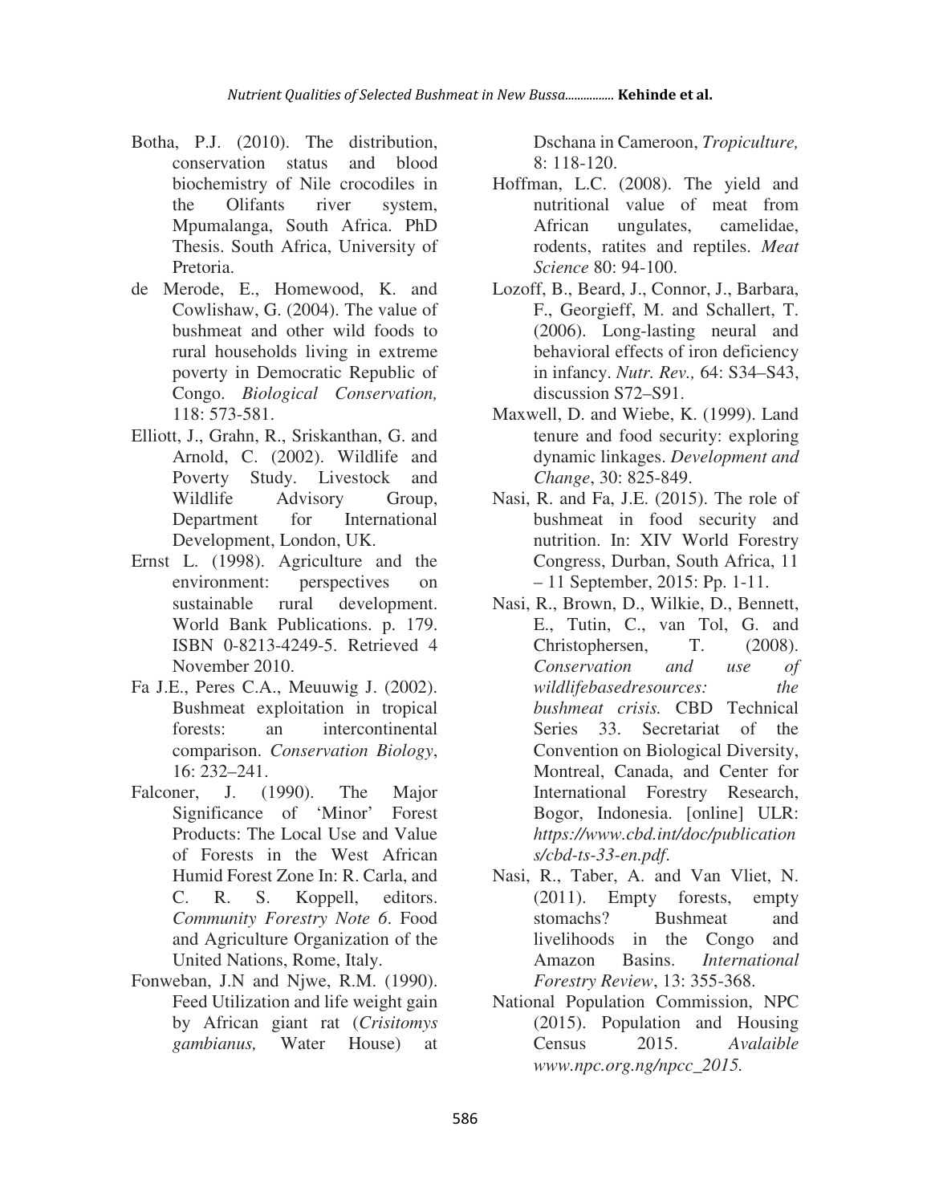Botha, P.J. (2010). The distribution, conservation status and blood biochemistry of Nile crocodiles in the Olifants river system, Mpumalanga, South Africa. PhD Thesis. South Africa, University of Pretoria.

de Merode, E., Homewood, K. and Cowlishaw, G. (2004). The value of bushmeat and other wild foods to rural households living in extreme poverty in Democratic Republic of Congo. *Biological Conservation,* 118: 573-581.

Elliott, J., Grahn, R., Sriskanthan, G. and Arnold, C. (2002). Wildlife and Poverty Study. Livestock and Wildlife Advisory Group, Department for International Development, London, UK.

Ernst L. (1998). Agriculture and the environment: perspectives on sustainable rural development. World Bank Publications. p. 179. ISBN 0-8213-4249-5. Retrieved 4 November 2010.

Fa J.E., Peres C.A., Meuuwig J. (2002). Bushmeat exploitation in tropical forests: an intercontinental comparison. *Conservation Biology*, 16: 232–241.

Falconer, J. (1990). The Major Significance of 'Minor' Forest Products: The Local Use and Value of Forests in the West African Humid Forest Zone In: R. Carla, and C. R. S. Koppell, editors. *Community Forestry Note 6*. Food and Agriculture Organization of the United Nations, Rome, Italy.

Fonweban, J.N and Njwe, R.M. (1990). Feed Utilization and life weight gain by African giant rat (*Crisitomys gambianus,* Water House) at Dschana in Cameroon, *Tropiculture,* 8: 118-120.

Hoffman, L.C. (2008). The yield and nutritional value of meat from African ungulates, camelidae, rodents, ratites and reptiles. *Meat Science* 80: 94-100.

Lozoff, B., Beard, J., Connor, J., Barbara, F., Georgieff, M. and Schallert, T. (2006). Long-lasting neural and behavioral effects of iron deficiency in infancy. *Nutr. Rev.,* 64: S34–S43, discussion S72–S91.

Maxwell, D. and Wiebe, K. (1999). Land tenure and food security: exploring dynamic linkages. *Development and Change*, 30: 825-849.

Nasi, R. and Fa, J.E. (2015). The role of bushmeat in food security and nutrition. In: XIV World Forestry Congress, Durban, South Africa, 11 – 11 September, 2015: Pp. 1-11.

Nasi, R., Brown, D., Wilkie, D., Bennett, E., Tutin, C., van Tol, G. and Christophersen, T. (2008). *Conservation and use of wildlifebasedresources: the bushmeat crisis.* CBD Technical Series 33. Secretariat of the Convention on Biological Diversity, Montreal, Canada, and Center for International Forestry Research, Bogor, Indonesia. [online] ULR: *https://www.cbd.int/doc/publications/cbd-ts-33-en.pdf*.

Nasi, R., Taber, A. and Van Vliet, N. (2011). Empty forests, empty stomachs? Bushmeat and livelihoods in the Congo and Amazon Basins. *International Forestry Review*, 13: 355-368.

National Population Commission, NPC (2015). Population and Housing Census 2015. *Avalaible www.npc.org.ng/npcc_2015.*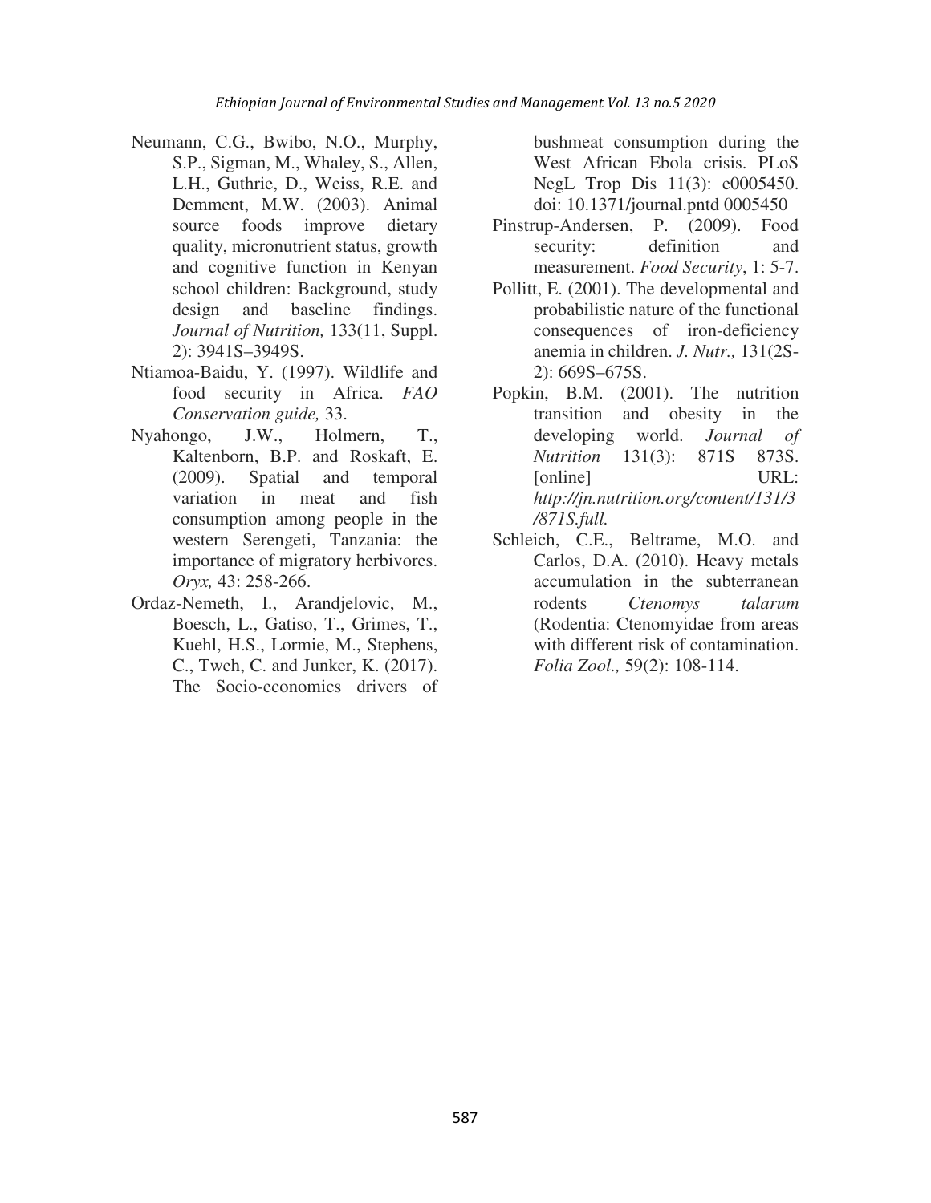Neumann, C.G., Bwibo, N.O., Murphy, S.P., Sigman, M., Whaley, S., Allen, L.H., Guthrie, D., Weiss, R.E. and Demment, M.W. (2003). Animal source foods improve dietary quality, micronutrient status, growth and cognitive function in Kenyan school children: Background, study design and baseline findings. *Journal of Nutrition,* 133(11, Suppl. 2): 3941S–3949S.

Ntiamoa-Baidu, Y. (1997). Wildlife and food security in Africa. *FAO Conservation guide,* 33.

Nyahongo, J.W., Holmern, T., Kaltenborn, B.P. and Roskaft, E. (2009). Spatial and temporal variation in meat and fish consumption among people in the western Serengeti, Tanzania: the importance of migratory herbivores. *Oryx,* 43: 258-266.

Ordaz-Nemeth, I., Arandjelovic, M., Boesch, L., Gatiso, T., Grimes, T., Kuehl, H.S., Lormie, M., Stephens, C., Tweh, C. and Junker, K. (2017). The Socio-economics drivers of bushmeat consumption during the West African Ebola crisis. PLoS NegL Trop Dis 11(3): e0005450. doi: 10.1371/journal.pntd 0005450

Pinstrup-Andersen, P. (2009). Food security: definition and measurement. *Food Security*, 1: 5-7.

Pollitt, E. (2001). The developmental and probabilistic nature of the functional consequences of iron-deficiency anemia in children. *J. Nutr.,* 131(2S-2): 669S–675S.

Popkin, B.M. (2001). The nutrition transition and obesity in the developing world. *Journal of Nutrition* 131(3): 871S 873S. [online] URL: *http://jn.nutrition.org/content/131/3/871S.full.*

Schleich, C.E., Beltrame, M.O. and Carlos, D.A. (2010). Heavy metals accumulation in the subterranean rodents *Ctenomys talarum* (Rodentia: Ctenomyidae from areas with different risk of contamination. *Folia Zool.,* 59(2): 108-114.